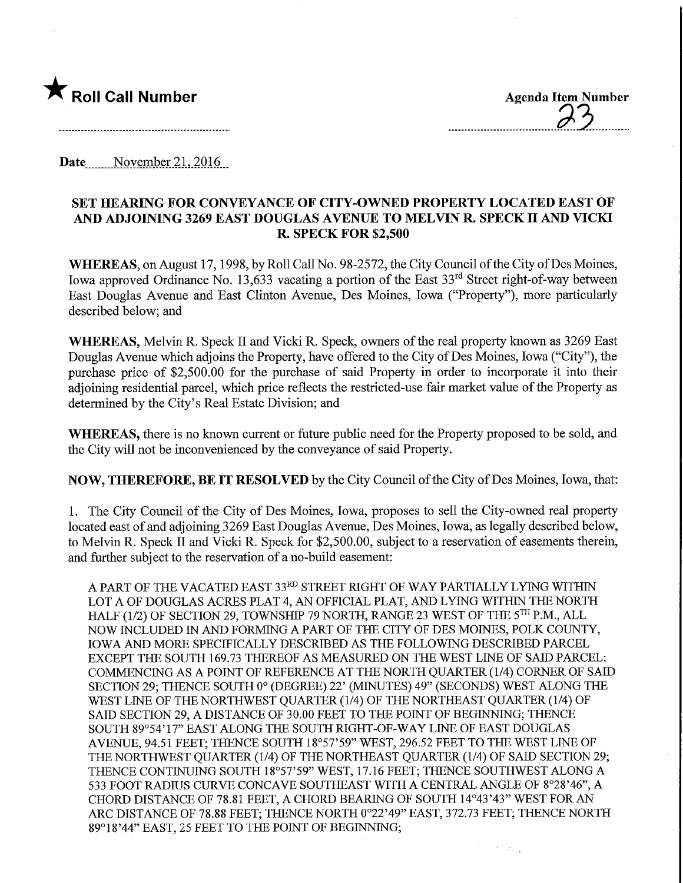★ **Roll Call Number**

**Agenda Item Number**
23

**Date** November 21, 2016

## SET HEARING FOR CONVEYANCE OF CITY-OWNED PROPERTY LOCATED EAST OF AND ADJOINING 3269 EAST DOUGLAS AVENUE TO MELVIN R. SPECK II AND VICKI R. SPECK FOR $2,500

**WHEREAS**, on August 17, 1998, by Roll Call No. 98-2572, the City Council of the City of Des Moines, Iowa approved Ordinance No. 13,633 vacating a portion of the East 33rd Street right-of-way between East Douglas Avenue and East Clinton Avenue, Des Moines, Iowa ("Property"), more particularly described below; and

**WHEREAS**, Melvin R. Speck II and Vicki R. Speck, owners of the real property known as 3269 East Douglas Avenue which adjoins the Property, have offered to the City of Des Moines, Iowa ("City"), the purchase price of $2,500.00 for the purchase of said Property in order to incorporate it into their adjoining residential parcel, which price reflects the restricted-use fair market value of the Property as determined by the City's Real Estate Division; and

**WHEREAS**, there is no known current or future public need for the Property proposed to be sold, and the City will not be inconvenienced by the conveyance of said Property.

**NOW, THEREFORE, BE IT RESOLVED** by the City Council of the City of Des Moines, Iowa, that:

1. The City Council of the City of Des Moines, Iowa, proposes to sell the City-owned real property located east of and adjoining 3269 East Douglas Avenue, Des Moines, Iowa, as legally described below, to Melvin R. Speck II and Vicki R. Speck for $2,500.00, subject to a reservation of easements therein, and further subject to the reservation of a no-build easement:

A PART OF THE VACATED EAST 33RD STREET RIGHT OF WAY PARTIALLY LYING WITHIN LOT A OF DOUGLAS ACRES PLAT 4, AN OFFICIAL PLAT, AND LYING WITHIN THE NORTH HALF (1/2) OF SECTION 29, TOWNSHIP 79 NORTH, RANGE 23 WEST OF THE 5TH P.M., ALL NOW INCLUDED IN AND FORMING A PART OF THE CITY OF DES MOINES, POLK COUNTY, IOWA AND MORE SPECIFICALLY DESCRIBED AS THE FOLLOWING DESCRIBED PARCEL EXCEPT THE SOUTH 169.73 THEREOF AS MEASURED ON THE WEST LINE OF SAID PARCEL: COMMENCING AS A POINT OF REFERENCE AT THE NORTH QUARTER (1/4) CORNER OF SAID SECTION 29; THENCE SOUTH 0° (DEGREE) 22' (MINUTES) 49" (SECONDS) WEST ALONG THE WEST LINE OF THE NORTHWEST QUARTER (1/4) OF THE NORTHEAST QUARTER (1/4) OF SAID SECTION 29, A DISTANCE OF 30.00 FEET TO THE POINT OF BEGINNING; THENCE SOUTH 89°54'17" EAST ALONG THE SOUTH RIGHT-OF-WAY LINE OF EAST DOUGLAS AVENUE, 94.51 FEET; THENCE SOUTH 18°57'59" WEST, 296.52 FEET TO THE WEST LINE OF THE NORTHWEST QUARTER (1/4) OF THE NORTHEAST QUARTER (1/4) OF SAID SECTION 29; THENCE CONTINUING SOUTH 18°57'59" WEST, 17.16 FEET; THENCE SOUTHWEST ALONG A 533 FOOT RADIUS CURVE CONCAVE SOUTHEAST WITH A CENTRAL ANGLE OF 8°28'46", A CHORD DISTANCE OF 78.81 FEET, A CHORD BEARING OF SOUTH 14°43'43" WEST FOR AN ARC DISTANCE OF 78.88 FEET; THENCE NORTH 0°22'49" EAST, 372.73 FEET; THENCE NORTH 89°18'44" EAST, 25 FEET TO THE POINT OF BEGINNING;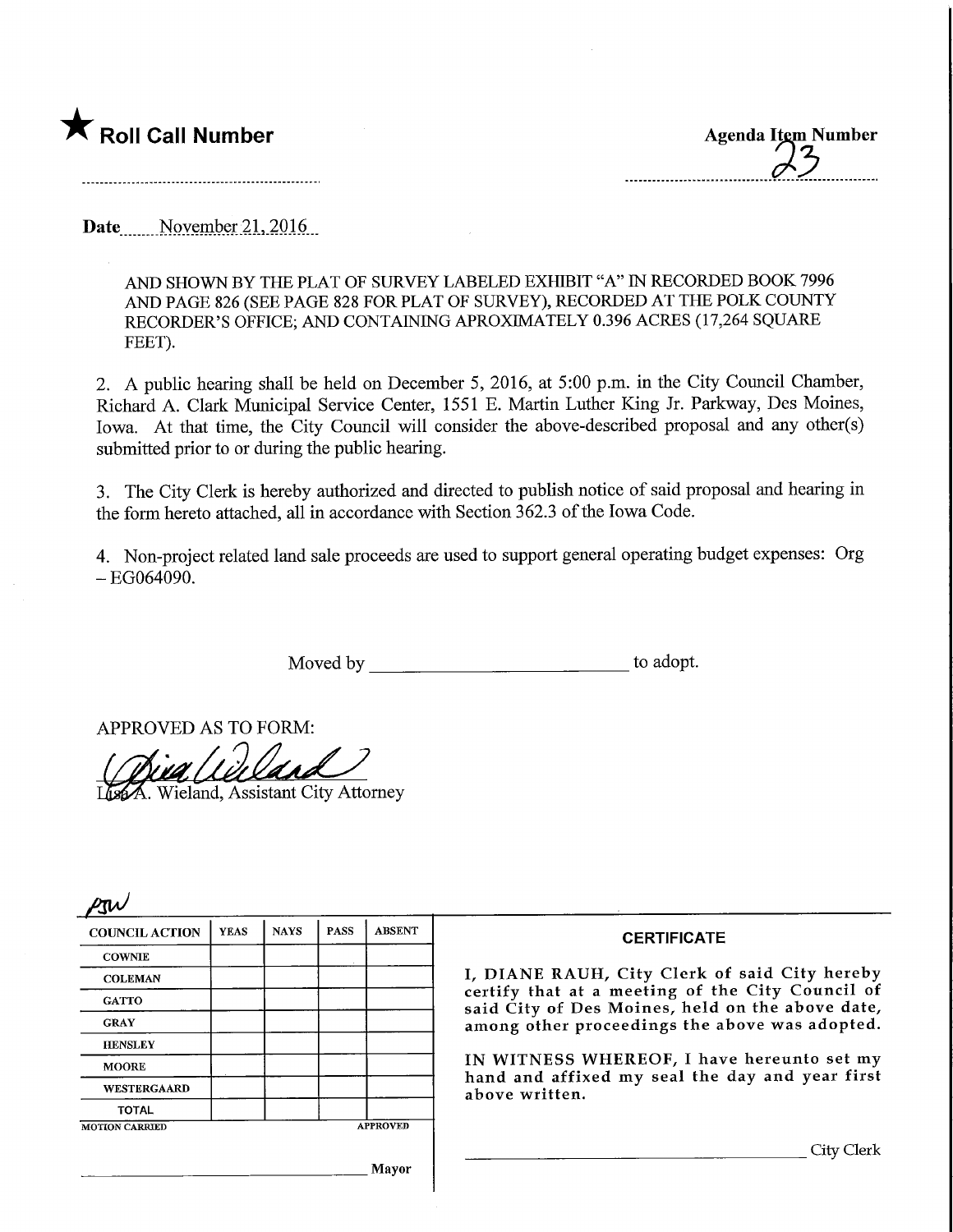★ **Roll Call Number**

**Agenda Item Number**
23

**Date** November 21, 2016

AND SHOWN BY THE PLAT OF SURVEY LABELED EXHIBIT "A" IN RECORDED BOOK 7996 AND PAGE 826 (SEE PAGE 828 FOR PLAT OF SURVEY), RECORDED AT THE POLK COUNTY RECORDER'S OFFICE; AND CONTAINING APROXIMATELY 0.396 ACRES (17,264 SQUARE FEET).

2. A public hearing shall be held on December 5, 2016, at 5:00 p.m. in the City Council Chamber, Richard A. Clark Municipal Service Center, 1551 E. Martin Luther King Jr. Parkway, Des Moines, Iowa. At that time, the City Council will consider the above-described proposal and any other(s) submitted prior to or during the public hearing.

3. The City Clerk is hereby authorized and directed to publish notice of said proposal and hearing in the form hereto attached, all in accordance with Section 362.3 of the Iowa Code.

4. Non-project related land sale proceeds are used to support general operating budget expenses: Org – EG064090.

Moved by ____________________________ to adopt.

APPROVED AS TO FORM:

Lisa A. Wieland, Assistant City Attorney

PSW

| COUNCIL ACTION | YEAS | NAYS | PASS | ABSENT |
|---|---|---|---|---|
| COWNIE | | | | |
| COLEMAN | | | | |
| GATTO | | | | |
| GRAY | | | | |
| HENSLEY | | | | |
| MOORE | | | | |
| WESTERGAARD | | | | |
| TOTAL | | | | |

MOTION CARRIED APPROVED

______________________________ Mayor

**CERTIFICATE**

I, DIANE RAUH, City Clerk of said City hereby certify that at a meeting of the City Council of said City of Des Moines, held on the above date, among other proceedings the above was adopted.

IN WITNESS WHEREOF, I have hereunto set my hand and affixed my seal the day and year first above written.

______________________________ City Clerk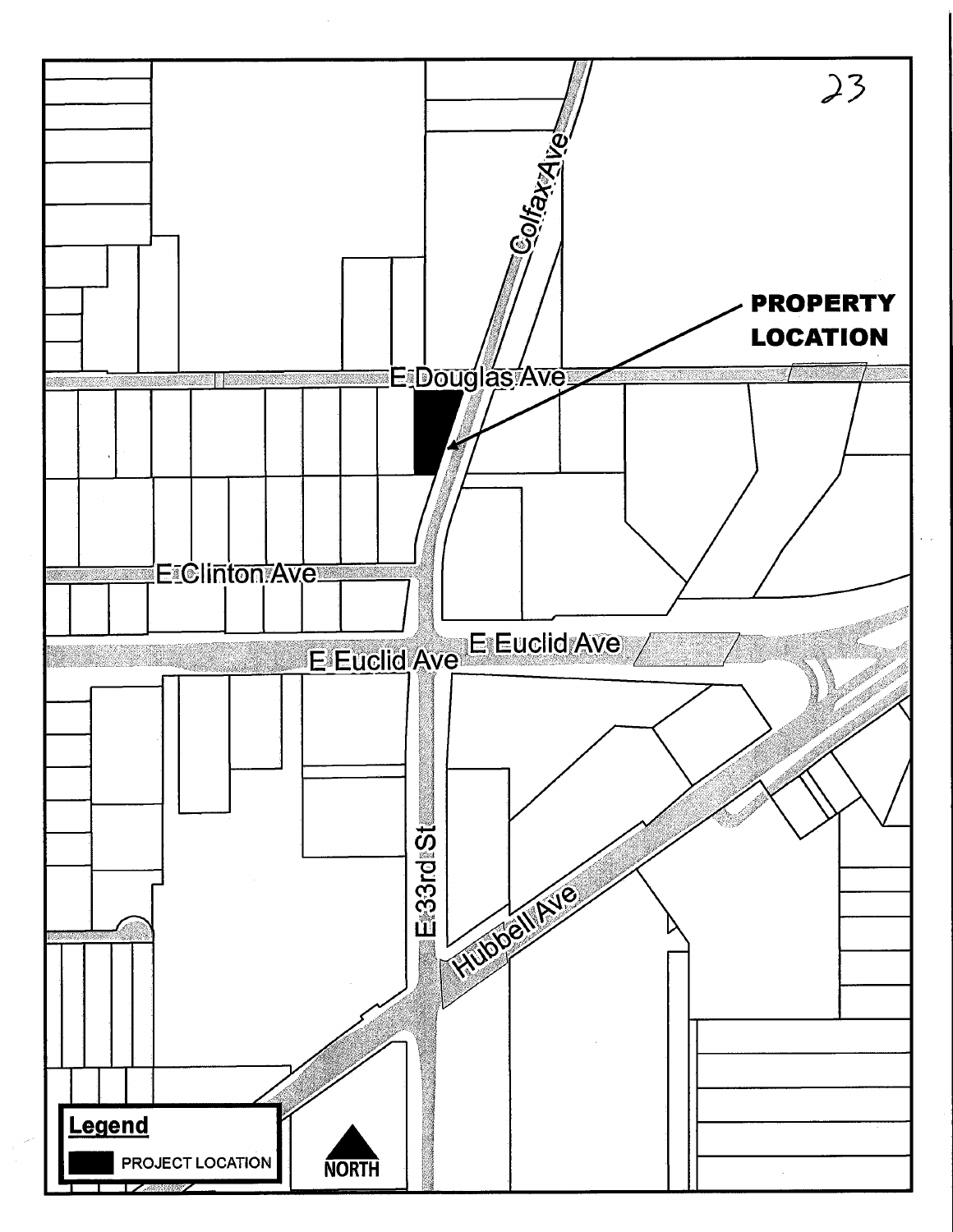23

PROPERTY LOCATION

Colfax Ave

E Douglas Ave

E Clinton Ave

E Euclid Ave

E Euclid Ave

E 33rd St

Hubbell Ave

**Legend**

PROJECT LOCATION

NORTH